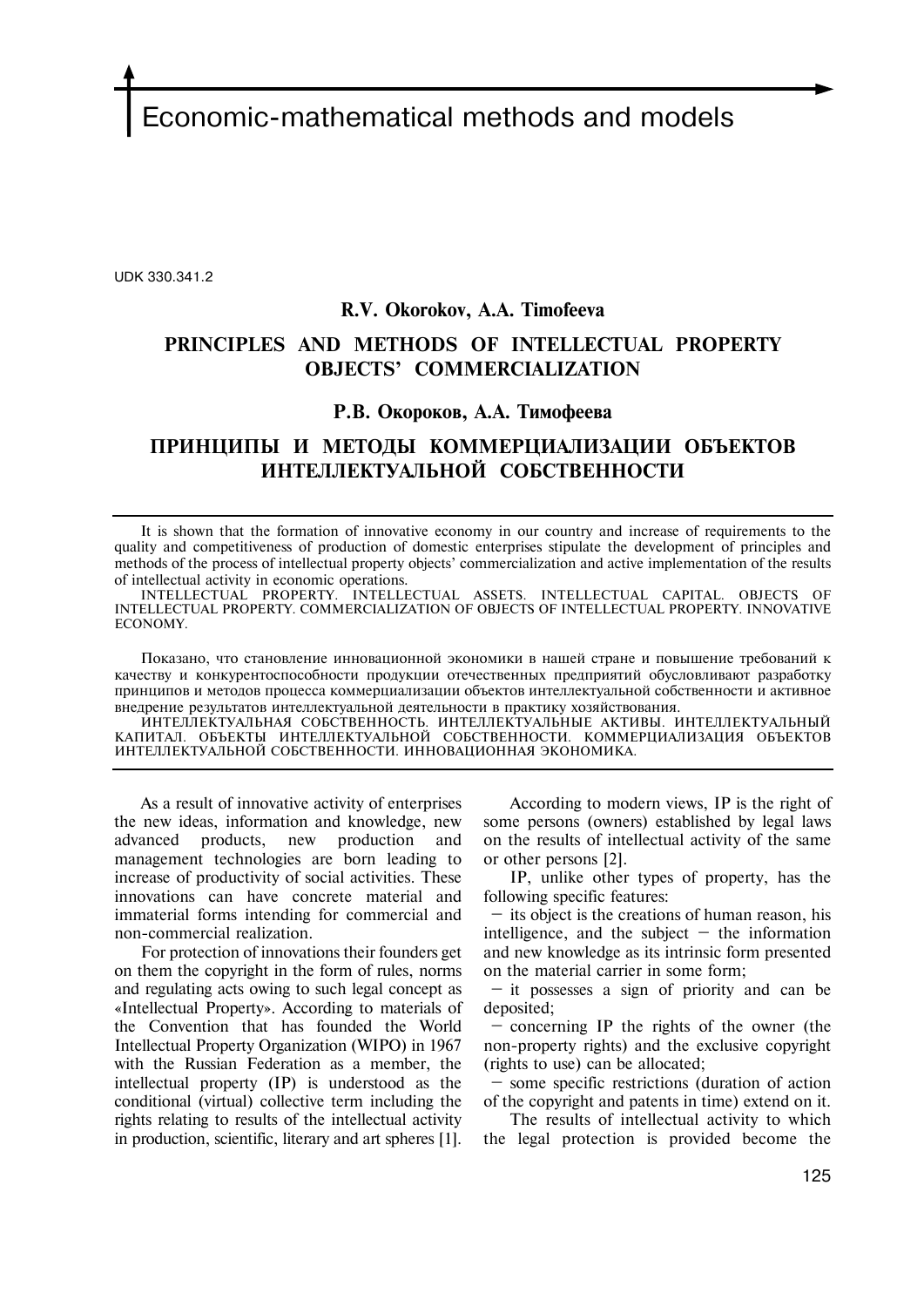# Economic-mathematical methods and models

UDK 330.341.2

**R.V. Okorokov, A.A. Timofeeva**

## PRINCIPLES AND METHODS OF INTELLECTUAL PROPERTY OBJECTS' COMMERCIALIZATION

**Р.В. Окороков, А.А. Тимофеева**

## ПРИНЦИПЫ И МЕТОДЫ КОММЕРЦИАЛИЗАЦИИ ОБЪЕКТОВ ИНТЕЛЛЕКТУАЛЬНОЙ СОБСТВЕННОСТИ

It is shown that the formation of innovative economy in our country and increase of requirements to the quality and competitiveness of production of domestic enterprises stipulate the development of principles and methods of the process of intellectual property objects' commercialization and active implementation of the results of intellectual activity in economic operations.

INTELLECTUAL PROPERTY. INTELLECTUAL ASSETS. INTELLECTUAL CAPITAL. OBJECTS OF INTELLECTUAL PROPERTY. COMMERCIALIZATION OF OBJECTS OF INTELLECTUAL PROPERTY. INNOVATIVE ECONOMY.

Показано, что становление инновационной экономики в нашей стране и повышение требований к качеству и конкурентоспособности продукции отечественных предприятий обусловливают разработку принципов и методов процесса коммерциализации объектов интеллектуальной собственности и активное внедрение результатов интеллектуальной деятельности в практику хозяйствования.

ИНТЕЛЛЕКТУАЛЬНАЯ СОБСТВЕННОСТЬ. ИНТЕЛЛЕКТУАЛЬНЫЕ АКТИВЫ. ИНТЕЛЛЕКТУАЛЬНЫЙ КАПИТАЛ. ОБЪЕКТЫ ИНТЕЛЛЕКТУАЛЬНОЙ СОБСТВЕННОСТИ. КОММЕРЦИАЛИЗАЦИЯ ОБЪЕКТОВ ИНТЕЛЛЕКТУАЛЬНОЙ СОБСТВЕННОСТИ. ИННОВАЦИОННАЯ ЭКОНОМИКА.

As a result of innovative activity of enterprises the new ideas, information and knowledge, new advanced products, new production and management technologies are born leading to increase of productivity of social activities. These innovations can have concrete material and immaterial forms intending for commercial and non-commercial realization.

For protection of innovations their founders get on them the copyright in the form of rules, norms and regulating acts owing to such legal concept as «Intellectual Property». According to materials of the Convention that has founded the World Intellectual Property Organization (WIPO) in 1967 with the Russian Federation as a member, the intellectual property (IP) is understood as the conditional (virtual) collective term including the rights relating to results of the intellectual activity in production, scientific, literary and art spheres [1].

According to modern views, IP is the right of some persons (owners) established by legal laws on the results of intellectual activity of the same or other persons [2].

IP, unlike other types of property, has the following specific features:

- its object is the creations of human reason, his intelligence, and the subject – the information and new knowledge as its intrinsic form presented on the material carrier in some form;
- it possesses a sign of priority and can be deposited;
- concerning IP the rights of the owner (the non-property rights) and the exclusive copyright (rights to use) can be allocated;
- some specific restrictions (duration of action of the copyright and patents in time) extend on it.

The results of intellectual activity to which the legal protection is provided become the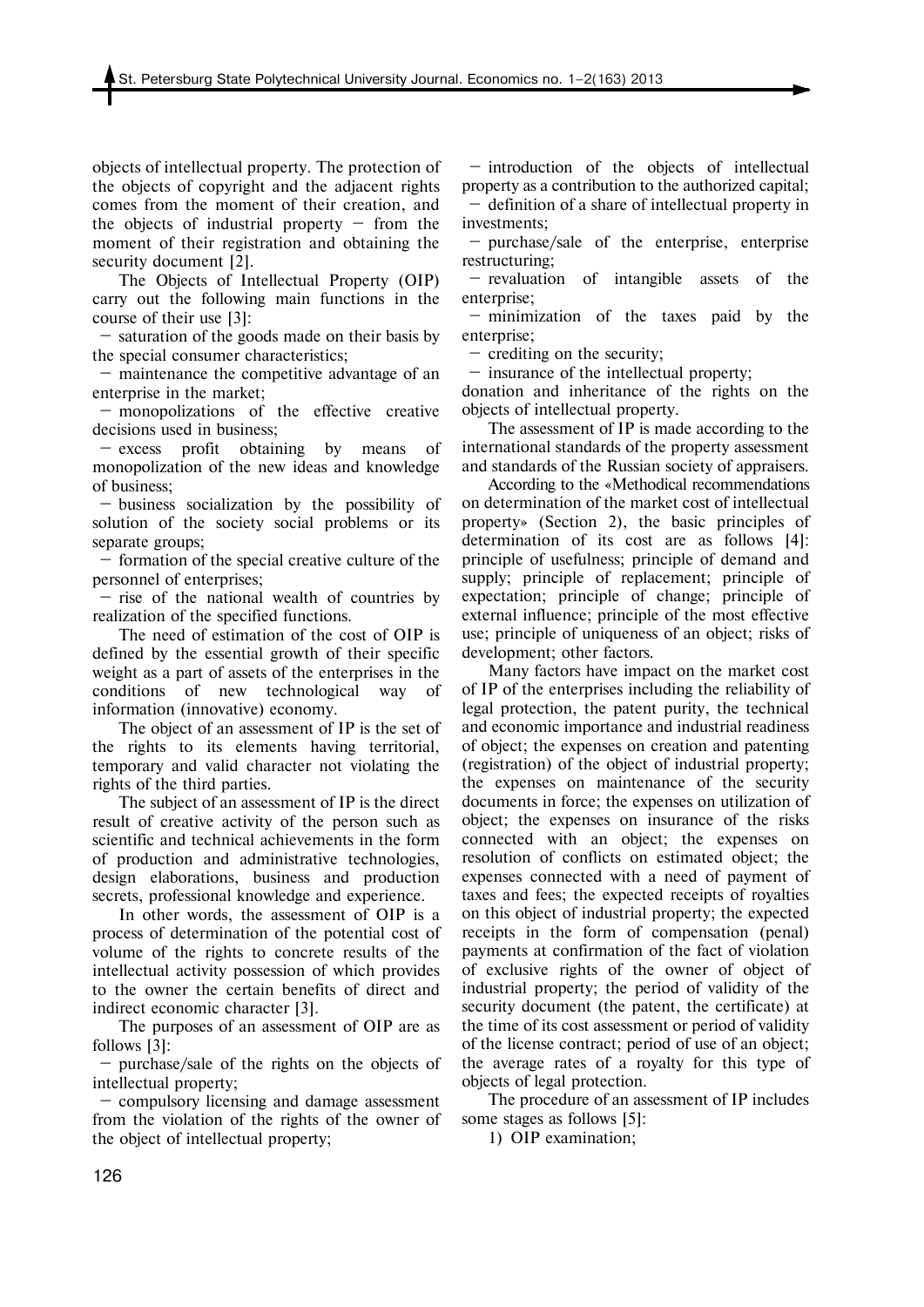objects of intellectual property. The protection of the objects of copyright and the adjacent rights comes from the moment of their creation, and the objects of industrial property – from the moment of their registration and obtaining the security document [2].

The Objects of Intellectual Property (OIP) carry out the following main functions in the course of their use [3]:

– saturation of the goods made on their basis by the special consumer characteristics;
– maintenance the competitive advantage of an enterprise in the market;
– monopolizations of the effective creative decisions used in business;
– excess profit obtaining by means of monopolization of the new ideas and knowledge of business;
– business socialization by the possibility of solution of the society social problems or its separate groups;
– formation of the special creative culture of the personnel of enterprises;
– rise of the national wealth of countries by realization of the specified functions.

The need of estimation of the cost of OIP is defined by the essential growth of their specific weight as a part of assets of the enterprises in the conditions of new technological way of information (innovative) economy.

The object of an assessment of IP is the set of the rights to its elements having territorial, temporary and valid character not violating the rights of the third parties.

The subject of an assessment of IP is the direct result of creative activity of the person such as scientific and technical achievements in the form of production and administrative technologies, design elaborations, business and production secrets, professional knowledge and experience.

In other words, the assessment of OIP is a process of determination of the potential cost of volume of the rights to concrete results of the intellectual activity possession of which provides to the owner the certain benefits of direct and indirect economic character [3].

The purposes of an assessment of OIP are as follows [3]:

– purchase/sale of the rights on the objects of intellectual property;
– compulsory licensing and damage assessment from the violation of the rights of the owner of the object of intellectual property;
– introduction of the objects of intellectual property as a contribution to the authorized capital;
– definition of a share of intellectual property in investments;
– purchase/sale of the enterprise, enterprise restructuring;
– revaluation of intangible assets of the enterprise;
– minimization of the taxes paid by the enterprise;
– crediting on the security;
– insurance of the intellectual property;

donation and inheritance of the rights on the objects of intellectual property.

The assessment of IP is made according to the international standards of the property assessment and standards of the Russian society of appraisers.

According to the «Methodical recommendations on determination of the market cost of intellectual property» (Section 2), the basic principles of determination of its cost are as follows [4]: principle of usefulness; principle of demand and supply; principle of replacement; principle of expectation; principle of change; principle of external influence; principle of the most effective use; principle of uniqueness of an object; risks of development; other factors.

Many factors have impact on the market cost of IP of the enterprises including the reliability of legal protection, the patent purity, the technical and economic importance and industrial readiness of object; the expenses on creation and patenting (registration) of the object of industrial property; the expenses on maintenance of the security documents in force; the expenses on utilization of object; the expenses on insurance of the risks connected with an object; the expenses on resolution of conflicts on estimated object; the expenses connected with a need of payment of taxes and fees; the expected receipts of royalties on this object of industrial property; the expected receipts in the form of compensation (penal) payments at confirmation of the fact of violation of exclusive rights of the owner of object of industrial property; the period of validity of the security document (the patent, the certificate) at the time of its cost assessment or period of validity of the license contract; period of use of an object; the average rates of a royalty for this type of objects of legal protection.

The procedure of an assessment of IP includes some stages as follows [5]:

1) OIP examination;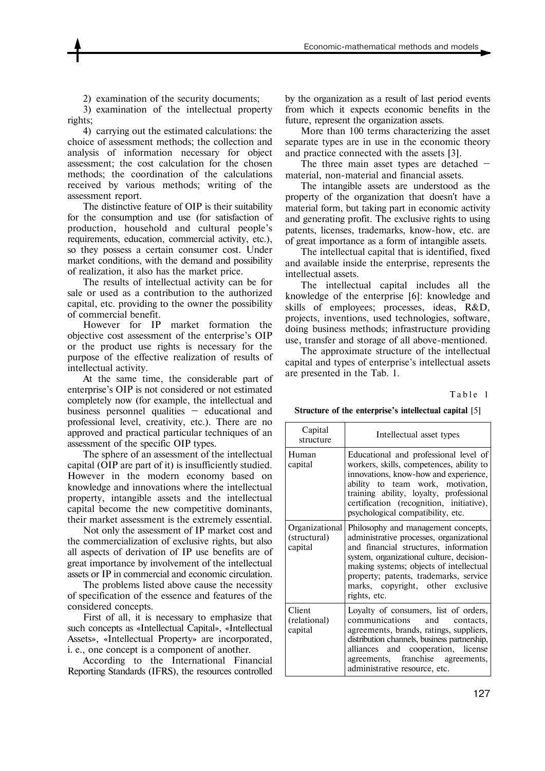2) examination of the security documents;

3) examination of the intellectual property rights;

4) carrying out the estimated calculations: the choice of assessment methods; the collection and analysis of information necessary for object assessment; the cost calculation for the chosen methods; the coordination of the calculations received by various methods; writing of the assessment report.

The distinctive feature of OIP is their suitability for the consumption and use (for satisfaction of production, household and cultural people's requirements, education, commercial activity, etc.), so they possess a certain consumer cost. Under market conditions, with the demand and possibility of realization, it also has the market price.

The results of intellectual activity can be for sale or used as a contribution to the authorized capital, etc. providing to the owner the possibility of commercial benefit.

However for IP market formation the objective cost assessment of the enterprise's OIP or the product use rights is necessary for the purpose of the effective realization of results of intellectual activity.

At the same time, the considerable part of enterprise's OIP is not considered or not estimated completely now (for example, the intellectual and business personnel qualities — educational and professional level, creativity, etc.). There are no approved and practical particular techniques of an assessment of the specific OIP types.

The sphere of an assessment of the intellectual capital (OIP are part of it) is insufficiently studied. However in the modern economy based on knowledge and innovations where the intellectual property, intangible assets and the intellectual capital become the new competitive dominants, their market assessment is the extremely essential.

Not only the assessment of IP market cost and the commercialization of exclusive rights, but also all aspects of derivation of IP use benefits are of great importance by involvement of the intellectual assets or IP in commercial and economic circulation.

The problems listed above cause the necessity of specification of the essence and features of the considered concepts.

First of all, it is necessary to emphasize that such concepts as «Intellectual Capital», «Intellectual Assets», «Intellectual Property» are incorporated, i. e., one concept is a component of another.

According to the International Financial Reporting Standards (IFRS), the resources controlled by the organization as a result of last period events from which it expects economic benefits in the future, represent the organization assets.

More than 100 terms characterizing the asset separate types are in use in the economic theory and practice connected with the assets [3].

The three main asset types are detached — material, non-material and financial assets.

The intangible assets are understood as the property of the organization that doesn't have a material form, but taking part in economic activity and generating profit. The exclusive rights to using patents, licenses, trademarks, know-how, etc. are of great importance as a form of intangible assets.

The intellectual capital that is identified, fixed and available inside the enterprise, represents the intellectual assets.

The intellectual capital includes all the knowledge of the enterprise [6]: knowledge and skills of employees; processes, ideas, R&D, projects, inventions, used technologies, software, doing business methods; infrastructure providing use, transfer and storage of all above-mentioned.

The approximate structure of the intellectual capital and types of enterprise's intellectual assets are presented in the Tab. 1.

Table 1

**Structure of the enterprise's intellectual capital** [5]

| Capital structure | Intellectual asset types |
|---|---|
| Human capital | Educational and professional level of workers, skills, competences, ability to innovations, know-how and experience, ability to team work, motivation, training ability, loyalty, professional certification (recognition, initiative), psychological compatibility, etc. |
| Organizational (structural) capital | Philosophy and management concepts, administrative processes, organizational and financial structures, information system, organizational culture, decision-making systems; objects of intellectual property; patents, trademarks, service marks, copyright, other exclusive rights, etc. |
| Client (relational) capital | Loyalty of consumers, list of orders, communications and contacts, agreements, brands, ratings, suppliers, distribution channels, business partnership, alliances and cooperation, license agreements, franchise agreements, administrative resource, etc. |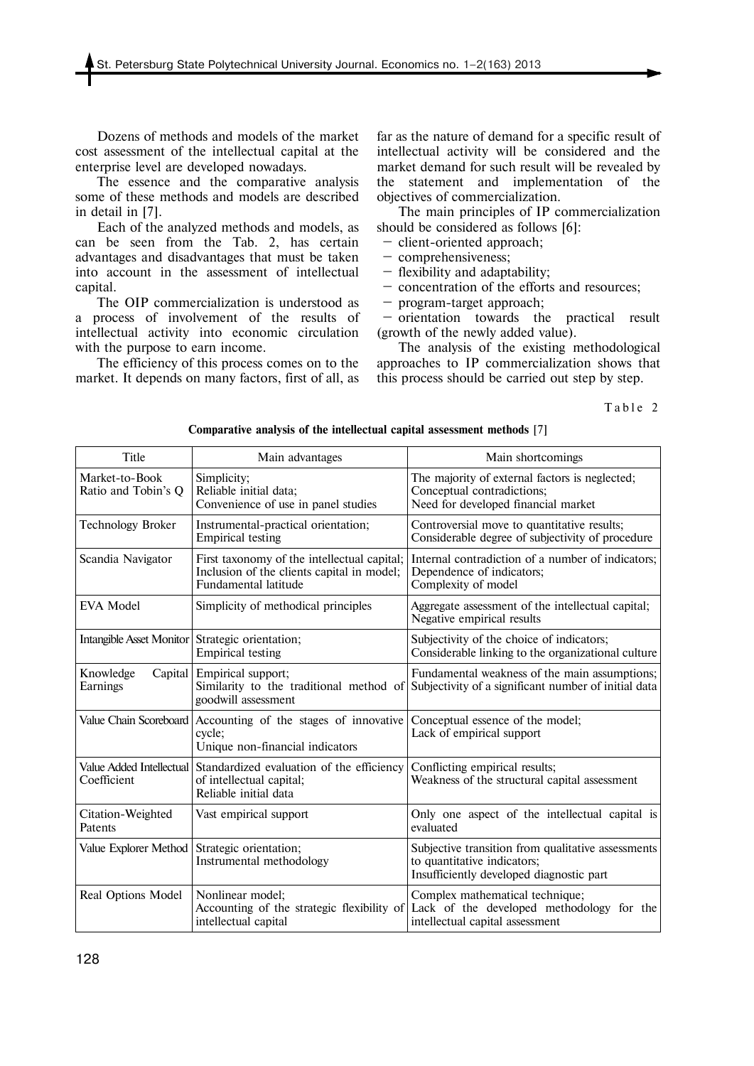Dozens of methods and models of the market cost assessment of the intellectual capital at the enterprise level are developed nowadays.

The essence and the comparative analysis some of these methods and models are described in detail in [7].

Each of the analyzed methods and models, as can be seen from the Tab. 2, has certain advantages and disadvantages that must be taken into account in the assessment of intellectual capital.

The OIP commercialization is understood as a process of involvement of the results of intellectual activity into economic circulation with the purpose to earn income.

The efficiency of this process comes on to the market. It depends on many factors, first of all, as far as the nature of demand for a specific result of intellectual activity will be considered and the market demand for such result will be revealed by the statement and implementation of the objectives of commercialization.

The main principles of IP commercialization should be considered as follows [6]:

- client-oriented approach;
- comprehensiveness;
- flexibility and adaptability;
- concentration of the efforts and resources;
- program-target approach;
- orientation towards the practical result (growth of the newly added value).

The analysis of the existing methodological approaches to IP commercialization shows that this process should be carried out step by step.

Table 2

**Comparative analysis of the intellectual capital assessment methods [7]**

| Title | Main advantages | Main shortcomings |
|---|---|---|
| Market-to-Book Ratio and Tobin's Q | Simplicity;<br>Reliable initial data;<br>Convenience of use in panel studies | The majority of external factors is neglected;<br>Conceptual contradictions;<br>Need for developed financial market |
| Technology Broker | Instrumental-practical orientation;<br>Empirical testing | Controversial move to quantitative results;<br>Considerable degree of subjectivity of procedure |
| Scandia Navigator | First taxonomy of the intellectual capital;<br>Inclusion of the clients capital in model;<br>Fundamental latitude | Internal contradiction of a number of indicators;<br>Dependence of indicators;<br>Complexity of model |
| EVA Model | Simplicity of methodical principles | Aggregate assessment of the intellectual capital;<br>Negative empirical results |
| Intangible Asset Monitor | Strategic orientation;<br>Empirical testing | Subjectivity of the choice of indicators;<br>Considerable linking to the organizational culture |
| Knowledge Capital Earnings | Empirical support;<br>Similarity to the traditional method of goodwill assessment | Fundamental weakness of the main assumptions;<br>Subjectivity of a significant number of initial data |
| Value Chain Scoreboard | Accounting of the stages of innovative cycle;<br>Unique non-financial indicators | Conceptual essence of the model;<br>Lack of empirical support |
| Value Added Intellectual Coefficient | Standardized evaluation of the efficiency of intellectual capital;<br>Reliable initial data | Conflicting empirical results;<br>Weakness of the structural capital assessment |
| Citation-Weighted Patents | Vast empirical support | Only one aspect of the intellectual capital is evaluated |
| Value Explorer Method | Strategic orientation;<br>Instrumental methodology | Subjective transition from qualitative assessments to quantitative indicators;<br>Insufficiently developed diagnostic part |
| Real Options Model | Nonlinear model;<br>Accounting of the strategic flexibility of intellectual capital | Complex mathematical technique;<br>Lack of the developed methodology for the intellectual capital assessment |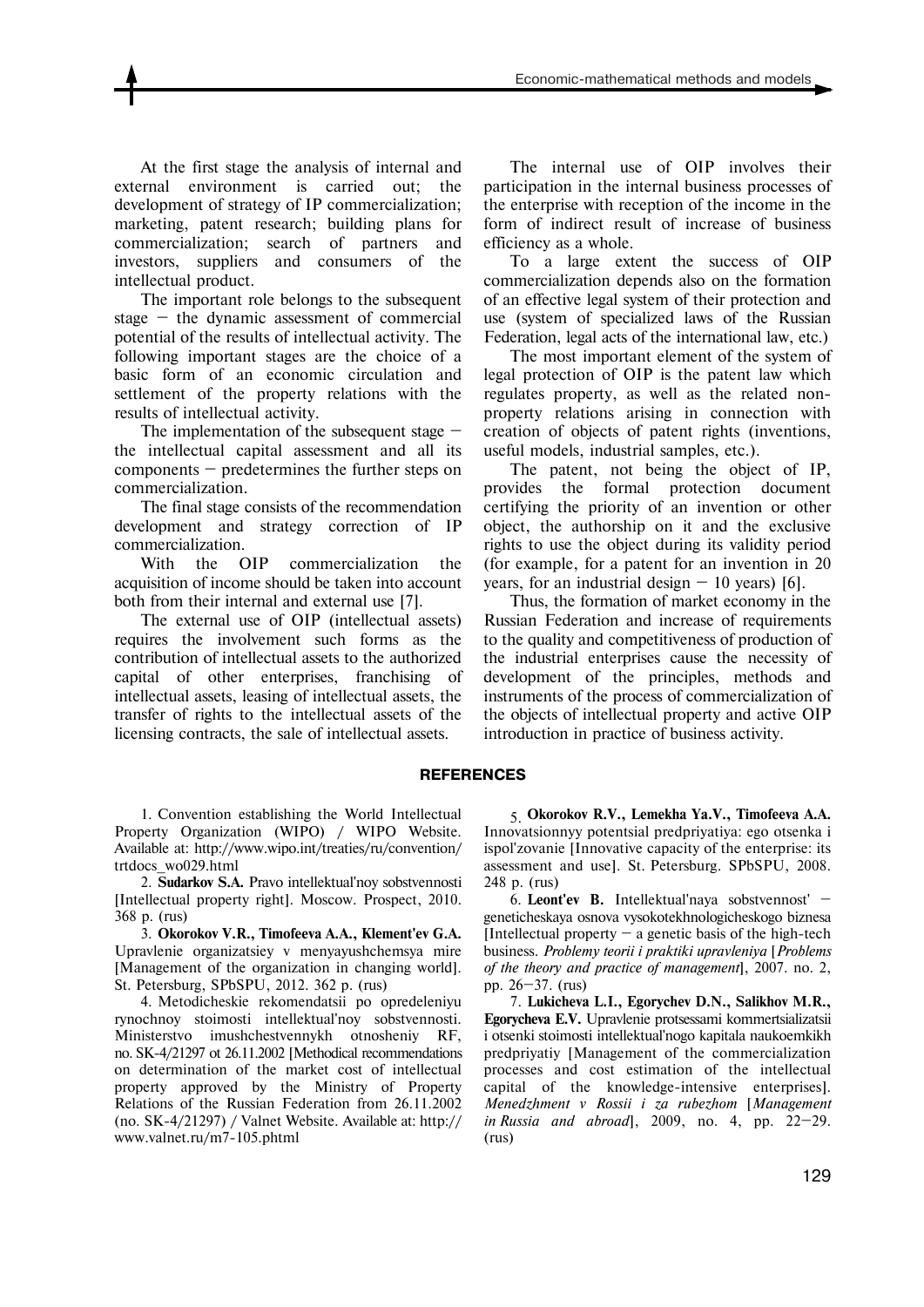At the first stage the analysis of internal and external environment is carried out; the development of strategy of IP commercialization; marketing, patent research; building plans for commercialization; search of partners and investors, suppliers and consumers of the intellectual product.

The important role belongs to the subsequent stage – the dynamic assessment of commercial potential of the results of intellectual activity. The following important stages are the choice of a basic form of an economic circulation and settlement of the property relations with the results of intellectual activity.

The implementation of the subsequent stage – the intellectual capital assessment and all its components – predetermines the further steps on commercialization.

The final stage consists of the recommendation development and strategy correction of IP commercialization.

With the OIP commercialization the acquisition of income should be taken into account both from their internal and external use [7].

The external use of OIP (intellectual assets) requires the involvement such forms as the contribution of intellectual assets to the authorized capital of other enterprises, franchising of intellectual assets, leasing of intellectual assets, the transfer of rights to the intellectual assets of the licensing contracts, the sale of intellectual assets.

The internal use of OIP involves their participation in the internal business processes of the enterprise with reception of the income in the form of indirect result of increase of business efficiency as a whole.

To a large extent the success of OIP commercialization depends also on the formation of an effective legal system of their protection and use (system of specialized laws of the Russian Federation, legal acts of the international law, etc.)

The most important element of the system of legal protection of OIP is the patent law which regulates property, as well as the related non-property relations arising in connection with creation of objects of patent rights (inventions, useful models, industrial samples, etc.).

The patent, not being the object of IP, provides the formal protection document certifying the priority of an invention or other object, the authorship on it and the exclusive rights to use the object during its validity period (for example, for a patent for an invention in 20 years, for an industrial design – 10 years) [6].

Thus, the formation of market economy in the Russian Federation and increase of requirements to the quality and competitiveness of production of the industrial enterprises cause the necessity of development of the principles, methods and instruments of the process of commercialization of the objects of intellectual property and active OIP introduction in practice of business activity.

## REFERENCES

1. Convention establishing the World Intellectual Property Organization (WIPO) / WIPO Website. Available at: http://www.wipo.int/treaties/ru/convention/trtdocs_wo029.html

2. **Sudarkov S.A.** Pravo intellektual'noy sobstvennosti [Intellectual property right]. Moscow. Prospect, 2010. 368 p. (rus)

3. **Okorokov V.R., Timofeeva A.A., Klement'ev G.A.** Upravlenie organizatsiey v menyayushchemsya mire [Management of the organization in changing world]. St. Petersburg, SPbSPU, 2012. 362 p. (rus)

4. Metodicheskie rekomendatsii po opredeleniyu rynochnoy stoimosti intellektual'noy sobstvennosti. Ministerstvo imushchestvennykh otnosheniy RF, no. SK-4/21297 ot 26.11.2002 [Methodical recommendations on determination of the market cost of intellectual property approved by the Ministry of Property Relations of the Russian Federation from 26.11.2002 (no. SK-4/21297) / Valnet Website. Available at: http://www.valnet.ru/m7-105.phtml

5. **Okorokov R.V., Lemekha Ya.V., Timofeeva A.A.** Innovatsionnyy potentsial predpriyatiya: ego otsenka i ispol'zovanie [Innovative capacity of the enterprise: its assessment and use]. St. Petersburg. SPbSPU, 2008. 248 p. (rus)

6. **Leont'ev B.** Intellektual'naya sobstvennost' – geneticheskaya osnova vysokotekhnologicheskogo biznesa [Intellectual property – a genetic basis of the high-tech business. *Problemy teorii i praktiki upravleniya* [*Problems of the theory and practice of management*], 2007. no. 2, pp. 26–37. (rus)

7. **Lukicheva L.I., Egorychev D.N., Salikhov M.R., Egorycheva E.V.** Upravlenie protsessami kommertsializatsii i otsenki stoimosti intellektual'nogo kapitala naukoemkikh predpriyatiy [Management of the commercialization processes and cost estimation of the intellectual capital of the knowledge-intensive enterprises]. *Menedzhment v Rossii i za rubezhom* [*Management in Russia and abroad*], 2009, no. 4, pp. 22–29. (rus)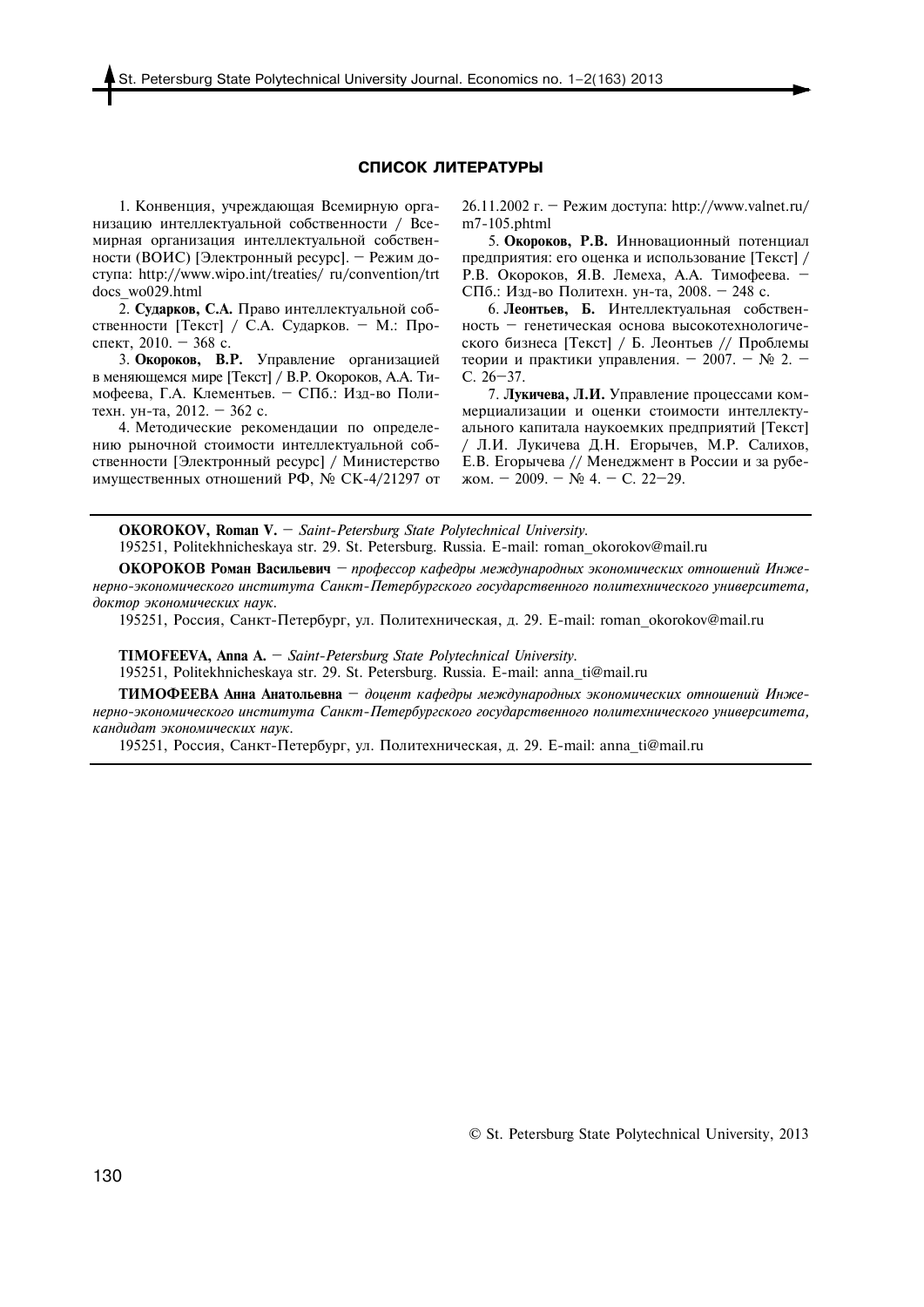## СПИСОК ЛИТЕРАТУРЫ

1. Конвенция, учреждающая Всемирную организацию интеллектуальной собственности / Всемирная организация интеллектуальной собственности (ВОИС) [Электронный ресурс]. — Режим доступа: http://www.wipo.int/treaties/ ru/convention/trtdocs_wo029.html

2. **Сударков, С.А.** Право интеллектуальной собственности [Текст] / С.А. Сударков. — М.: Проспект, 2010. — 368 с.

3. **Окороков, В.Р.** Управление организацией в меняющемся мире [Текст] / В.Р. Окороков, А.А. Тимофеева, Г.А. Клементьев. — СПб.: Изд-во Политехн. ун-та, 2012. — 362 с.

4. Методические рекомендации по определению рыночной стоимости интеллектуальной собственности [Электронный ресурс] / Министерство имущественных отношений РФ, № СК-4/21297 от 26.11.2002 г. — Режим доступа: http://www.valnet.ru/m7-105.phtml

5. **Окороков, Р.В.** Инновационный потенциал предприятия: его оценка и использование [Текст] / Р.В. Окороков, Я.В. Лемеха, А.А. Тимофеева. — СПб.: Изд-во Политехн. ун-та, 2008. — 248 с.

6. **Леонтьев, Б.** Интеллектуальная собственность — генетическая основа высокотехнологического бизнеса [Текст] / Б. Леонтьев // Проблемы теории и практики управления. — 2007. — № 2. — С. 26—37.

7. **Лукичева, Л.И.** Управление процессами коммерциализации и оценки стоимости интеллектуального капитала наукоемких предприятий [Текст] / Л.И. Лукичева Д.Н. Егорычев, М.Р. Салихов, Е.В. Егорычева // Менеджмент в России и за рубежом. — 2009. — № 4. — С. 22—29.

---

**OKOROKOV, Roman V.** — *Saint-Petersburg State Polytechnical University.*

195251, Politekhnicheskaya str. 29. St. Petersburg. Russia. E-mail: roman_okorokov@mail.ru

**ОКОРОКОВ Роман Васильевич** — *профессор кафедры международных экономических отношений Инженерно-экономического института Санкт-Петербургского государственного политехнического университета, доктор экономических наук.*

195251, Россия, Санкт-Петербург, ул. Политехническая, д. 29. E-mail: roman_okorokov@mail.ru

**TIMOFEEVA, Anna A.** — *Saint-Petersburg State Polytechnical University.*

195251, Politekhnicheskaya str. 29. St. Petersburg. Russia. E-mail: anna_ti@mail.ru

**ТИМОФЕЕВА Анна Анатольевна** — *доцент кафедры международных экономических отношений Инженерно-экономического института Санкт-Петербургского государственного политехнического университета, кандидат экономических наук.*

195251, Россия, Санкт-Петербург, ул. Политехническая, д. 29. E-mail: anna_ti@mail.ru

---

© St. Petersburg State Polytechnical University, 2013